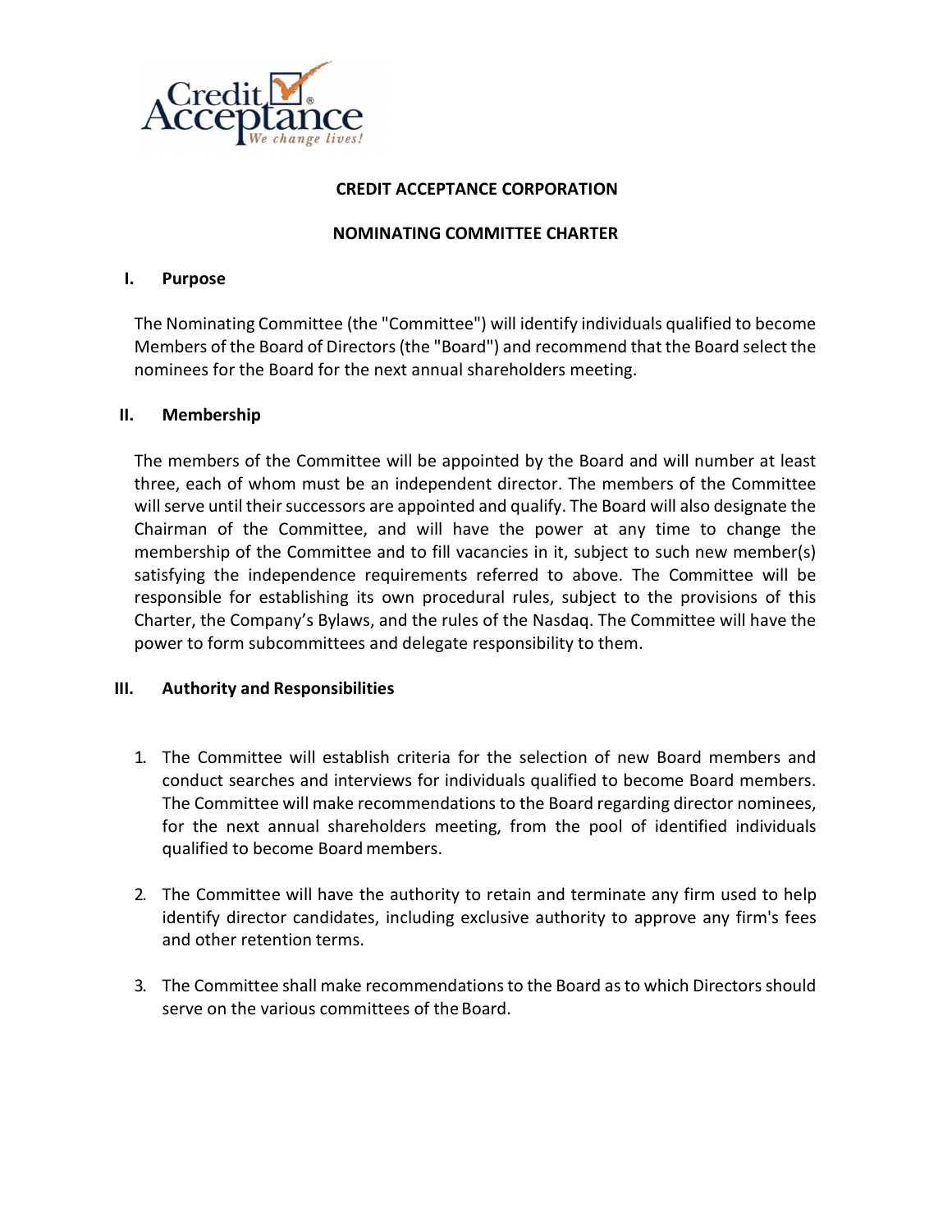**CREDIT ACCEPTANCE CORPORATION**

**NOMINATING COMMITTEE CHARTER**

## I. Purpose

The Nominating Committee (the "Committee") will identify individuals qualified to become Members of the Board of Directors (the "Board") and recommend that the Board select the nominees for the Board for the next annual shareholders meeting.

## II. Membership

The members of the Committee will be appointed by the Board and will number at least three, each of whom must be an independent director. The members of the Committee will serve until their successors are appointed and qualify. The Board will also designate the Chairman of the Committee, and will have the power at any time to change the membership of the Committee and to fill vacancies in it, subject to such new member(s) satisfying the independence requirements referred to above. The Committee will be responsible for establishing its own procedural rules, subject to the provisions of this Charter, the Company's Bylaws, and the rules of the Nasdaq. The Committee will have the power to form subcommittees and delegate responsibility to them.

## III. Authority and Responsibilities

1. The Committee will establish criteria for the selection of new Board members and conduct searches and interviews for individuals qualified to become Board members. The Committee will make recommendations to the Board regarding director nominees, for the next annual shareholders meeting, from the pool of identified individuals qualified to become Board members.

2. The Committee will have the authority to retain and terminate any firm used to help identify director candidates, including exclusive authority to approve any firm's fees and other retention terms.

3. The Committee shall make recommendations to the Board as to which Directors should serve on the various committees of the Board.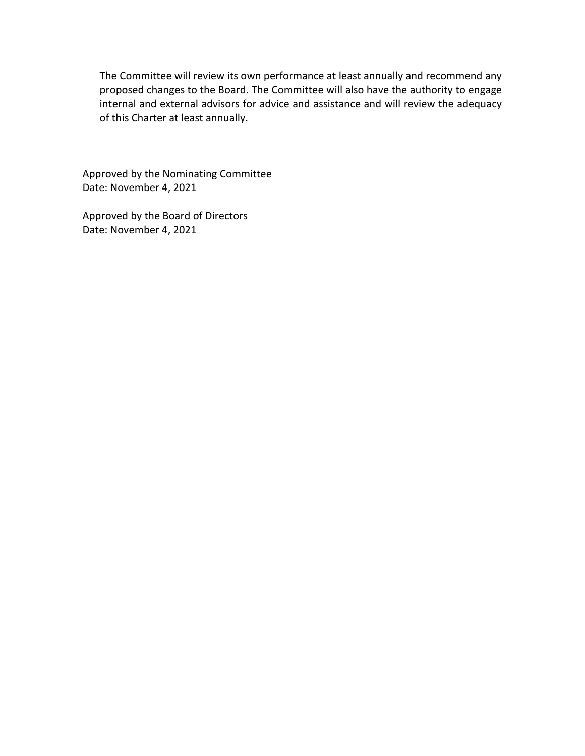The Committee will review its own performance at least annually and recommend any proposed changes to the Board. The Committee will also have the authority to engage internal and external advisors for advice and assistance and will review the adequacy of this Charter at least annually.

Approved by the Nominating Committee
Date: November 4, 2021

Approved by the Board of Directors
Date: November 4, 2021